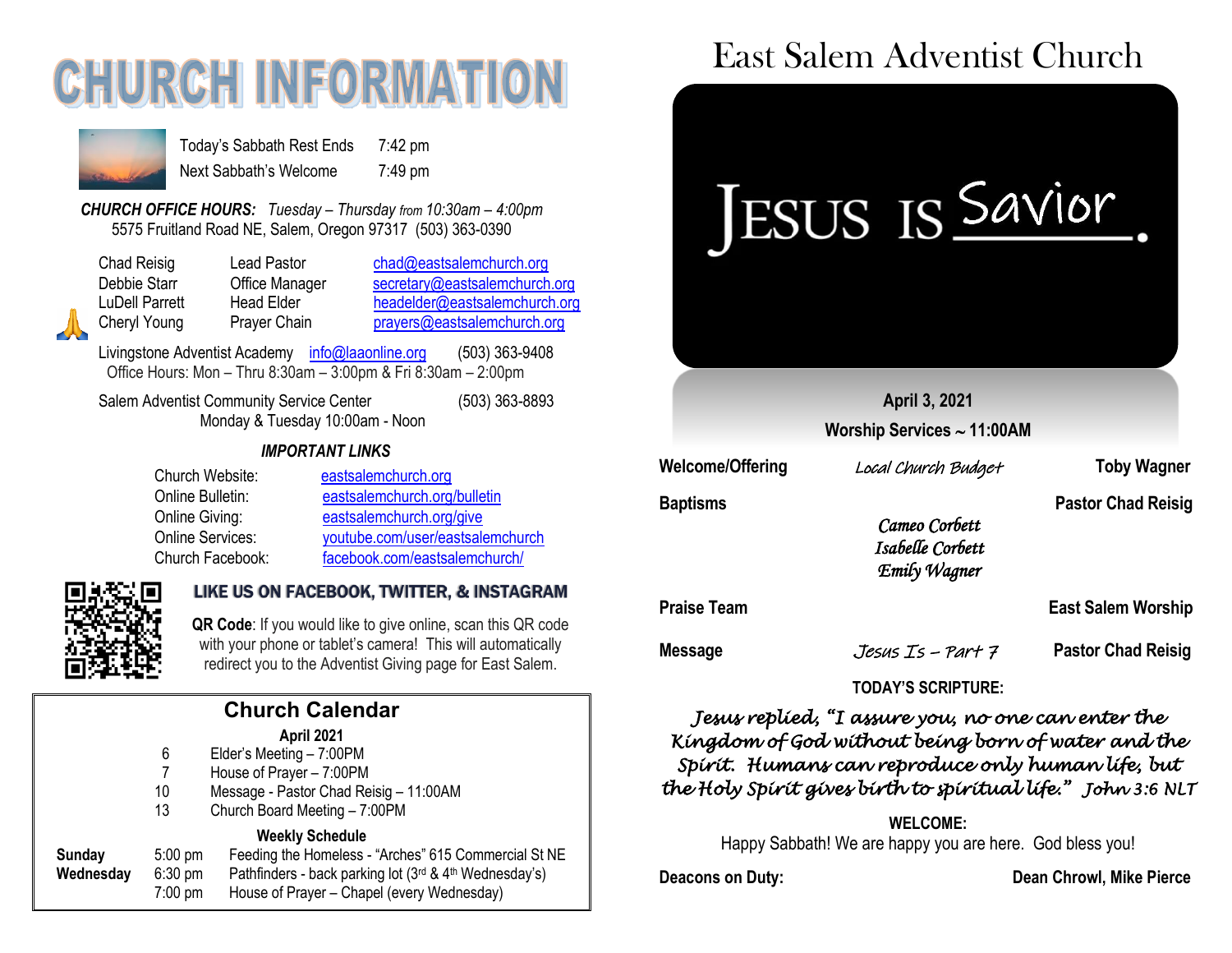# CHURCH INFORMATION

Today's Sabbath Rest Ends 7:42 pm
Next Sabbath's Welcome 7:49 pm

***CHURCH OFFICE HOURS:*** *Tuesday – Thursday from 10:30am – 4:00pm*
5575 Fruitland Road NE, Salem, Oregon 97317 (503) 363-0390

| | | |
|---|---|---|
| Chad Reisig | Lead Pastor | chad@eastsalemchurch.org |
| Debbie Starr | Office Manager | secretary@eastsalemchurch.org |
| LuDell Parrett | Head Elder | headelder@eastsalemchurch.org |
| Cheryl Young | Prayer Chain | prayers@eastsalemchurch.org |

Livingstone Adventist Academy info@laaonline.org (503) 363-9408
Office Hours: Mon – Thru 8:30am – 3:00pm & Fri 8:30am – 2:00pm

Salem Adventist Community Service Center (503) 363-8893
Monday & Tuesday 10:00am - Noon

***IMPORTANT LINKS***

| | |
|---|---|
| Church Website: | eastsalemchurch.org |
| Online Bulletin: | eastsalemchurch.org/bulletin |
| Online Giving: | eastsalemchurch.org/give |
| Online Services: | youtube.com/user/eastsalemchurch |
| Church Facebook: | facebook.com/eastsalemchurch/ |

**LIKE US ON FACEBOOK, TWITTER, & INSTAGRAM**

**QR Code**: If you would like to give online, scan this QR code with your phone or tablet's camera! This will automatically redirect you to the Adventist Giving page for East Salem.

## Church Calendar

**April 2021**

| | |
|---|---|
| 6 | Elder's Meeting – 7:00PM |
| 7 | House of Prayer – 7:00PM |
| 10 | Message - Pastor Chad Reisig – 11:00AM |
| 13 | Church Board Meeting – 7:00PM |

**Weekly Schedule**

| | | |
|---|---|---|
| **Sunday** | 5:00 pm | Feeding the Homeless - "Arches" 615 Commercial St NE |
| **Wednesday** | 6:30 pm | Pathfinders - back parking lot (3rd & 4th Wednesday's) |
| | 7:00 pm | House of Prayer – Chapel (every Wednesday) |

# East Salem Adventist Church

JESUS IS Savior.

**April 3, 2021**
**Worship Services ~ 11:00AM**

| | | |
|---|---|---|
| **Welcome/Offering** | *Local Church Budget* | **Toby Wagner** |
| **Baptisms** | *Cameo Corbett*<br>*Isabelle Corbett*<br>*Emily Wagner* | **Pastor Chad Reisig** |
| **Praise Team** | | **East Salem Worship** |
| **Message** | *Jesus Is – Part 7* | **Pastor Chad Reisig** |

**TODAY'S SCRIPTURE:**

*Jesus replied, "I assure you, no one can enter the Kingdom of God without being born of water and the Spirit. Humans can reproduce only human life, but the Holy Spirit gives birth to spiritual life." John 3:6 NLT*

**WELCOME:**
Happy Sabbath! We are happy you are here. God bless you!

**Deacons on Duty:** **Dean Chrowl, Mike Pierce**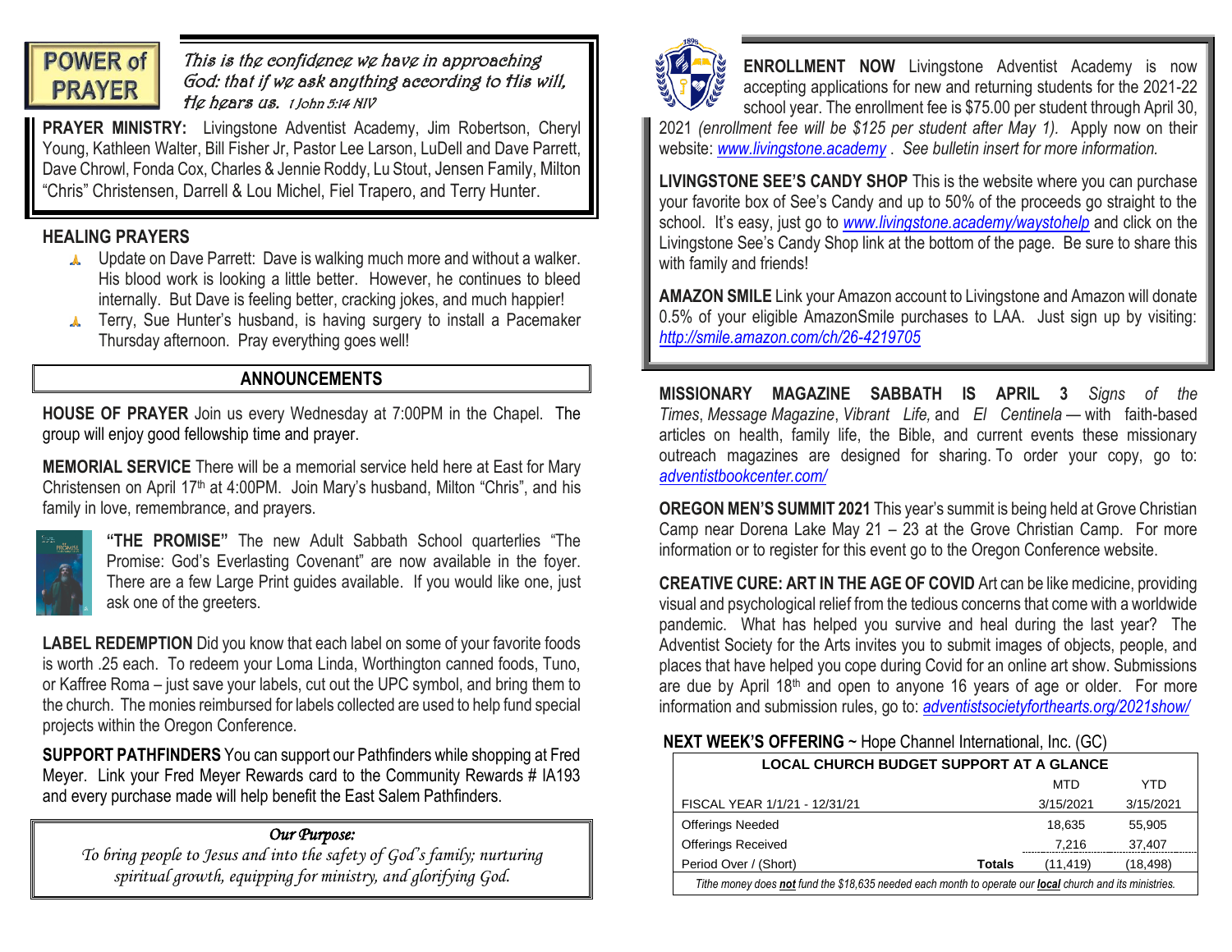**POWER of PRAYER**

*This is the confidence we have in approaching God: that if we ask anything according to His will, He hears us. 1 John 5:14 NIV*

**PRAYER MINISTRY:** Livingstone Adventist Academy, Jim Robertson, Cheryl Young, Kathleen Walter, Bill Fisher Jr, Pastor Lee Larson, LuDell and Dave Parrett, Dave Chrowl, Fonda Cox, Charles & Jennie Roddy, Lu Stout, Jensen Family, Milton "Chris" Christensen, Darrell & Lou Michel, Fiel Trapero, and Terry Hunter.

## HEALING PRAYERS

- Update on Dave Parrett: Dave is walking much more and without a walker. His blood work is looking a little better. However, he continues to bleed internally. But Dave is feeling better, cracking jokes, and much happier!
- Terry, Sue Hunter's husband, is having surgery to install a Pacemaker Thursday afternoon. Pray everything goes well!

## ANNOUNCEMENTS

**HOUSE OF PRAYER** Join us every Wednesday at 7:00PM in the Chapel. The group will enjoy good fellowship time and prayer.

**MEMORIAL SERVICE** There will be a memorial service held here at East for Mary Christensen on April 17th at 4:00PM. Join Mary's husband, Milton "Chris", and his family in love, remembrance, and prayers.

**"THE PROMISE"** The new Adult Sabbath School quarterlies "The Promise: God's Everlasting Covenant" are now available in the foyer. There are a few Large Print guides available. If you would like one, just ask one of the greeters.

**LABEL REDEMPTION** Did you know that each label on some of your favorite foods is worth .25 each. To redeem your Loma Linda, Worthington canned foods, Tuno, or Kaffree Roma – just save your labels, cut out the UPC symbol, and bring them to the church. The monies reimbursed for labels collected are used to help fund special projects within the Oregon Conference.

**SUPPORT PATHFINDERS** You can support our Pathfinders while shopping at Fred Meyer. Link your Fred Meyer Rewards card to the Community Rewards # IA193 and every purchase made will help benefit the East Salem Pathfinders.

*Our Purpose:*
*To bring people to Jesus and into the safety of God's family; nurturing spiritual growth, equipping for ministry, and glorifying God.*

**ENROLLMENT NOW** Livingstone Adventist Academy is now accepting applications for new and returning students for the 2021-22 school year. The enrollment fee is $75.00 per student through April 30, 2021 *(enrollment fee will be $125 per student after May 1).* Apply now on their website: *www.livingstone.academy* . *See bulletin insert for more information.*

**LIVINGSTONE SEE'S CANDY SHOP** This is the website where you can purchase your favorite box of See's Candy and up to 50% of the proceeds go straight to the school. It's easy, just go to *www.livingstone.academy/waystohelp* and click on the Livingstone See's Candy Shop link at the bottom of the page. Be sure to share this with family and friends!

**AMAZON SMILE** Link your Amazon account to Livingstone and Amazon will donate 0.5% of your eligible AmazonSmile purchases to LAA. Just sign up by visiting: *http://smile.amazon.com/ch/26-4219705*

**MISSIONARY MAGAZINE SABBATH IS APRIL 3** *Signs of the Times*, *Message Magazine*, *Vibrant Life,* and *El Centinela* — with faith-based articles on health, family life, the Bible, and current events these missionary outreach magazines are designed for sharing. To order your copy, go to: *adventistbookcenter.com/*

**OREGON MEN'S SUMMIT 2021** This year's summit is being held at Grove Christian Camp near Dorena Lake May 21 – 23 at the Grove Christian Camp. For more information or to register for this event go to the Oregon Conference website.

**CREATIVE CURE: ART IN THE AGE OF COVID** Art can be like medicine, providing visual and psychological relief from the tedious concerns that come with a worldwide pandemic. What has helped you survive and heal during the last year? The Adventist Society for the Arts invites you to submit images of objects, people, and places that have helped you cope during Covid for an online art show. Submissions are due by April 18th and open to anyone 16 years of age or older. For more information and submission rules, go to: *adventistsocietyforthearts.org/2021show/*

**NEXT WEEK'S OFFERING** ~ Hope Channel International, Inc. (GC)

| LOCAL CHURCH BUDGET SUPPORT AT A GLANCE | | MTD | YTD |
|---|---|---|---|
| FISCAL YEAR 1/1/21 - 12/31/21 | | 3/15/2021 | 3/15/2021 |
| Offerings Needed | | 18,635 | 55,905 |
| Offerings Received | | 7,216 | 37,407 |
| Period Over / (Short) | **Totals** | (11,419) | (18,498) |

*Tithe money does **not** fund the $18,635 needed each month to operate our **local** church and its ministries.*